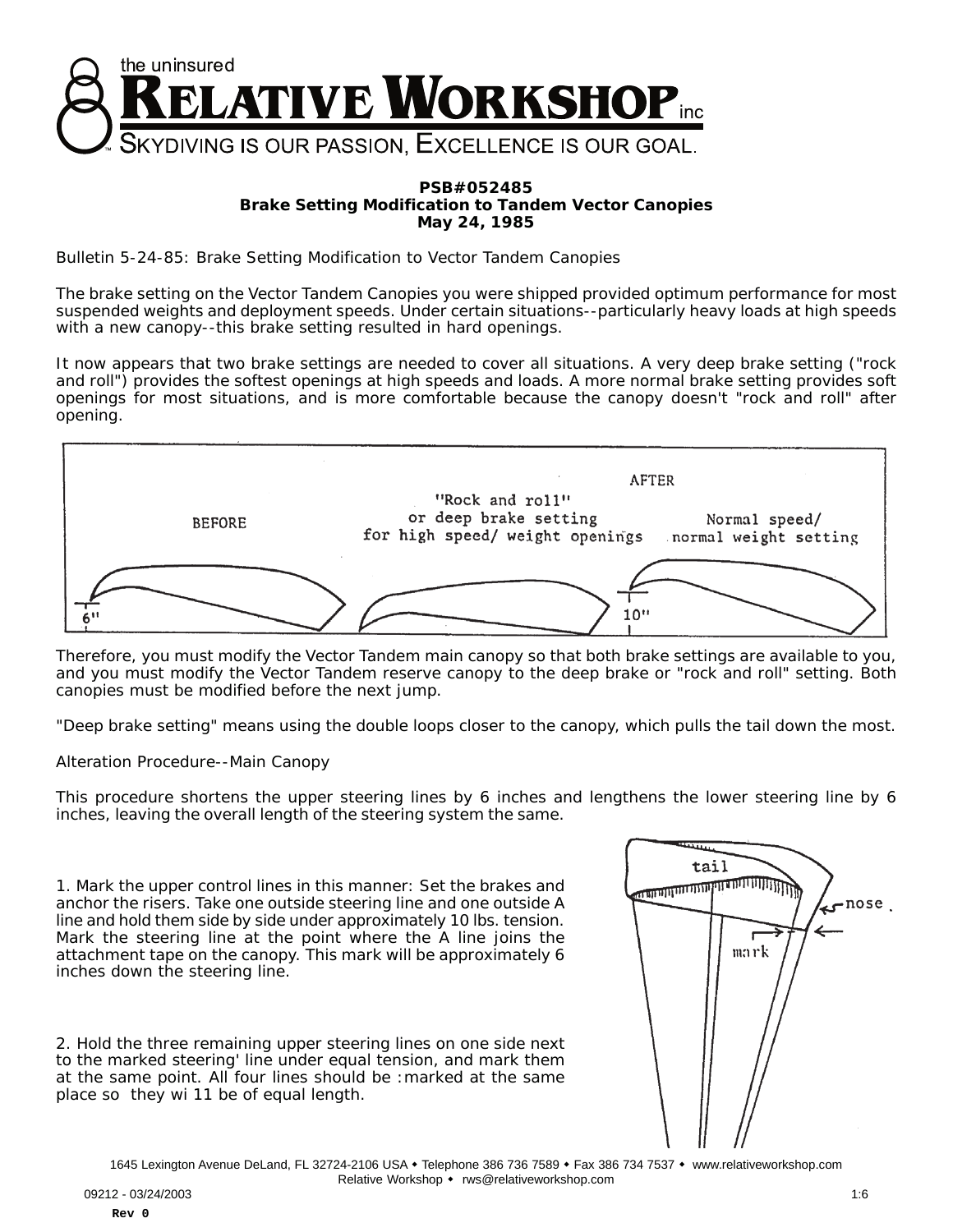the uninsured

# RELATIVE WORKSHOP inc

SKYDIVING IS OUR PASSION, EXCELLENCE IS OUR GOAL.

**PSB#052485**
**Brake Setting Modification to Tandem Vector Canopies**
**May 24, 1985**

Bulletin 5-24-85: Brake Setting Modification to Vector Tandem Canopies

The brake setting on the Vector Tandem Canopies you were shipped provided optimum performance for most suspended weights and deployment speeds. Under certain situations--particularly heavy loads at high speeds with a new canopy--this brake setting resulted in hard openings.

It now appears that two brake settings are needed to cover all situations. A very deep brake setting ("rock and roll") provides the softest openings at high speeds and loads. A more normal brake setting provides soft openings for most situations, and is more comfortable because the canopy doesn't "rock and roll" after opening.

BEFORE — AFTER: "Rock and roll" or deep brake setting for high speed/ weight openings — Normal speed/ normal weight setting — 6" — 10"

Therefore, you must modify the Vector Tandem main canopy so that both brake settings are available to you, and you must modify the Vector Tandem reserve canopy to the deep brake or "rock and roll" setting. Both canopies must be modified before the next jump.

"Deep brake setting" means using the double loops closer to the canopy, which pulls the tail down the most.

Alteration Procedure--Main Canopy

This procedure shortens the upper steering lines by 6 inches and lengthens the lower steering line by 6 inches, leaving the overall length of the steering system the same.

1. Mark the upper control lines in this manner: Set the brakes and anchor the risers. Take one outside steering line and one outside A line and hold them side by side under approximately 10 lbs. tension. Mark the steering line at the point where the A line joins the attachment tape on the canopy. This mark will be approximately 6 inches down the steering line.

2. Hold the three remaining upper steering lines on one side next to the marked steering' line under equal tension, and mark them at the same point. All four lines should be :marked at the same place so they wi 11 be of equal length.

tail — nose — mark

1645 Lexington Avenue DeLand, FL 32724-2106 USA • Telephone 386 736 7589 • Fax 386 734 7537 • www.relativeworkshop.com
Relative Workshop • rws@relativeworkshop.com

09212 - 03/24/2003

Rev 0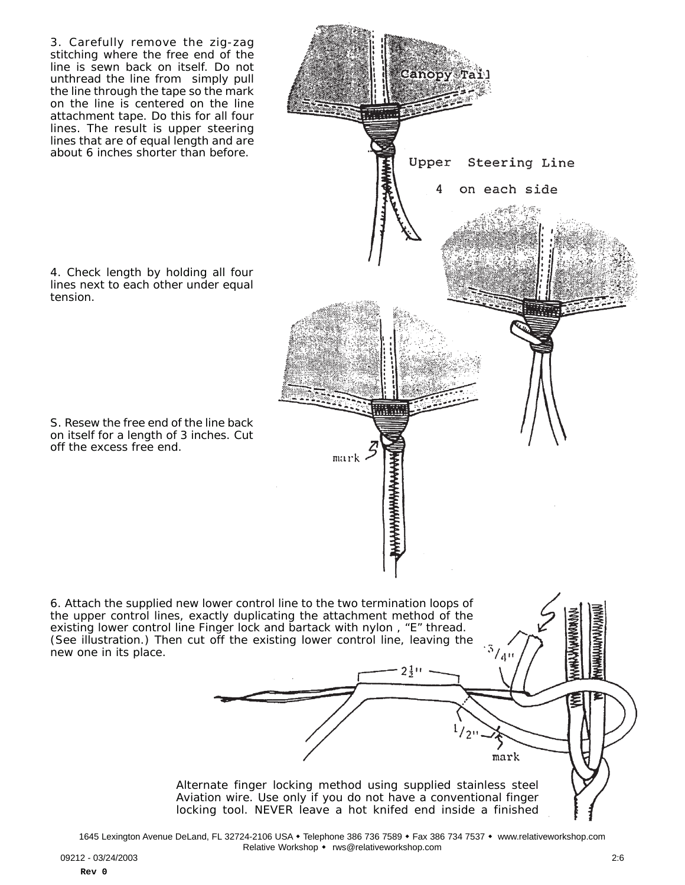3. Carefully remove the zig-zag stitching where the free end of the line is sewn back on itself. Do not unthread the line from  simply pull the line through the tape so the mark on the line is centered on the line attachment tape. Do this for all four lines. The result is upper steering lines that are of equal length and are about 6 inches shorter than before.

Canopy Tail

Upper Steering Line

4 on each side

4. Check length by holding all four lines next to each other under equal tension.

S. Resew the free end of the line back on itself for a length of 3 inches. Cut off the excess free end.

mark

6. Attach the supplied new lower control line to the two termination loops of the upper control lines, exactly duplicating the attachment method of the existing lower control line Finger lock and bartack with nylon , "E" thread. (See illustration.) Then cut off the existing lower control line, leaving the new one in its place.

3/4"

2½"

1/2"

mark

Alternate finger locking method using supplied stainless steel Aviation wire. Use only if you do not have a conventional finger locking tool. NEVER leave a hot knifed end inside a finished

1645 Lexington Avenue DeLand, FL 32724-2106 USA • Telephone 386 736 7589 • Fax 386 734 7537 • www.relativeworkshop.com
Relative Workshop • rws@relativeworkshop.com

09212 - 03/24/2003

Rev 0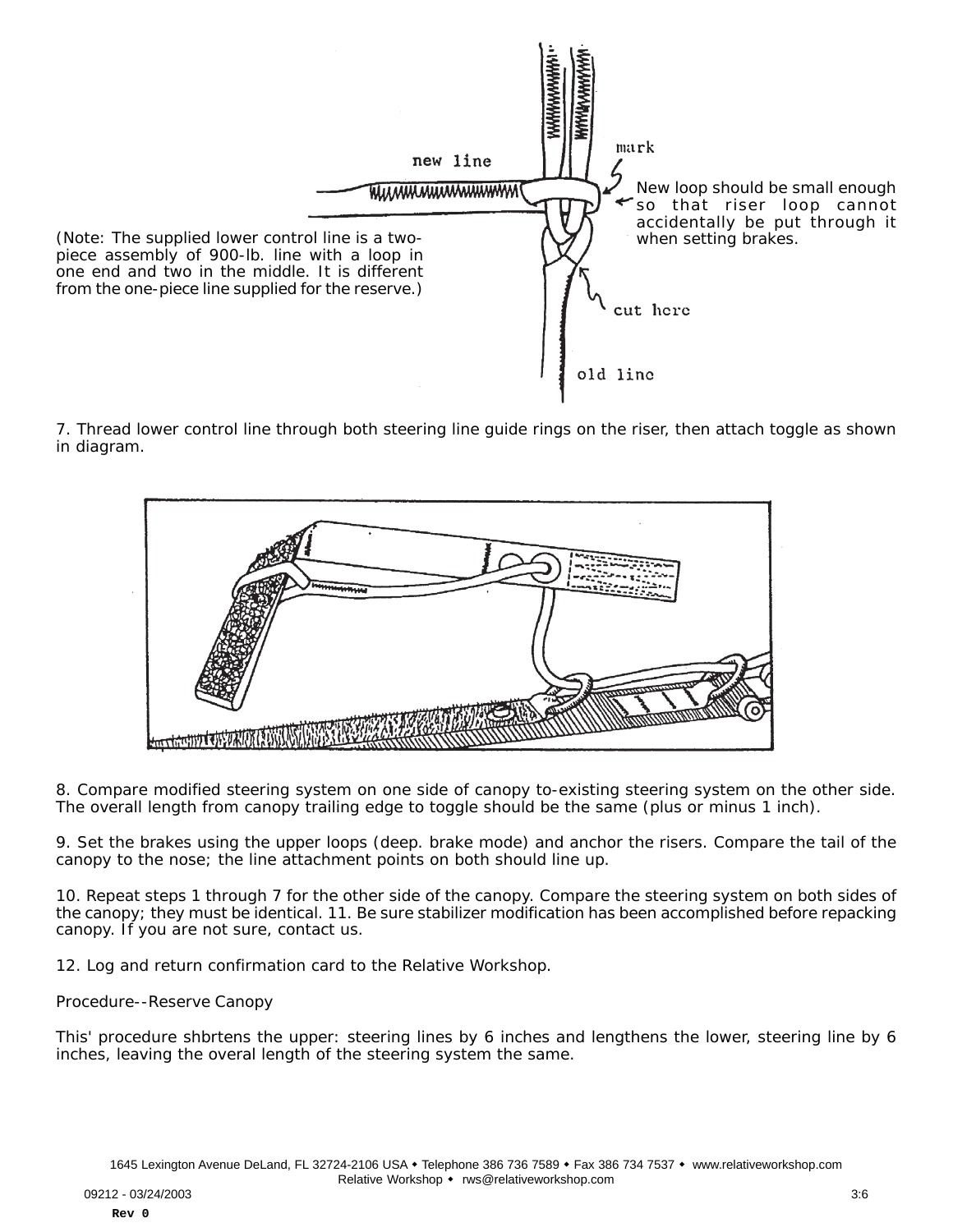(Note: The supplied lower control line is a two-piece assembly of 900-lb. line with a loop in one end and two in the middle. It is different from the one-piece line supplied for the reserve.)

new line

mark

New loop should be small enough so that riser loop cannot accidentally be put through it when setting brakes.

cut here

old line

7. Thread lower control line through both steering line guide rings on the riser, then attach toggle as shown in diagram.

8. Compare modified steering system on one side of canopy to-existing steering system on the other side. The overall length from canopy trailing edge to toggle should be the same (plus or minus 1 inch).

9. Set the brakes using the upper loops (deep. brake mode) and anchor the risers. Compare the tail of the canopy to the nose; the line attachment points on both should line up.

10. Repeat steps 1 through 7 for the other side of the canopy. Compare the steering system on both sides of the canopy; they must be identical. 11. Be sure stabilizer modification has been accomplished before repacking canopy. If you are not sure, contact us.

12. Log and return confirmation card to the Relative Workshop.

Procedure--Reserve Canopy

This' procedure shbrtens the upper: steering lines by 6 inches and lengthens the lower, steering line by 6 inches, leaving the overal length of the steering system the same.

1645 Lexington Avenue DeLand, FL 32724-2106 USA ◆ Telephone 386 736 7589 ◆ Fax 386 734 7537 ◆ www.relativeworkshop.com
Relative Workshop ◆ rws@relativeworkshop.com

09212 - 03/24/2003

Rev 0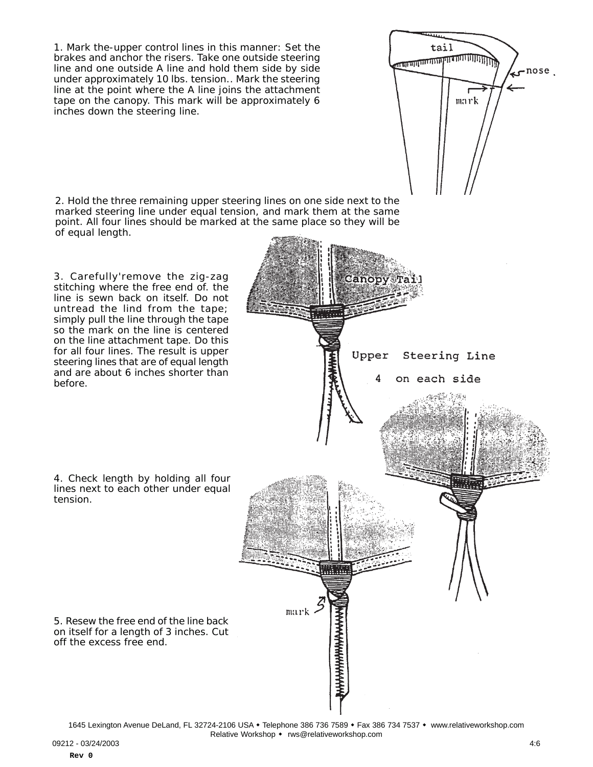1. Mark the-upper control lines in this manner: Set the brakes and anchor the risers. Take one outside steering line and one outside A line and hold them side by side under approximately 10 lbs. tension.. Mark the steering line at the point where the A line joins the attachment tape on the canopy. This mark will be approximately 6 inches down the steering line.

tail

nose

mark

2. Hold the three remaining upper steering lines on one side next to the marked steering line under equal tension, and mark them at the same point. All four lines should be marked at the same place so they will be of equal length.

3. Carefully'remove the zig-zag stitching where the free end of. the line is sewn back on itself. Do not untread the lind from the tape; simply pull the line through the tape so the mark on the line is centered on the line attachment tape. Do this for all four lines. The result is upper steering lines that are of equal length and are about 6 inches shorter than before.

Canopy Tail

Upper Steering Line

4 on each side

4. Check length by holding all four lines next to each other under equal tension.

mark

5. Resew the free end of the line back on itself for a length of 3 inches. Cut off the excess free end.

1645 Lexington Avenue DeLand, FL 32724-2106 USA • Telephone 386 736 7589 • Fax 386 734 7537 • www.relativeworkshop.com
Relative Workshop • rws@relativeworkshop.com

09212 - 03/24/2003

Rev 0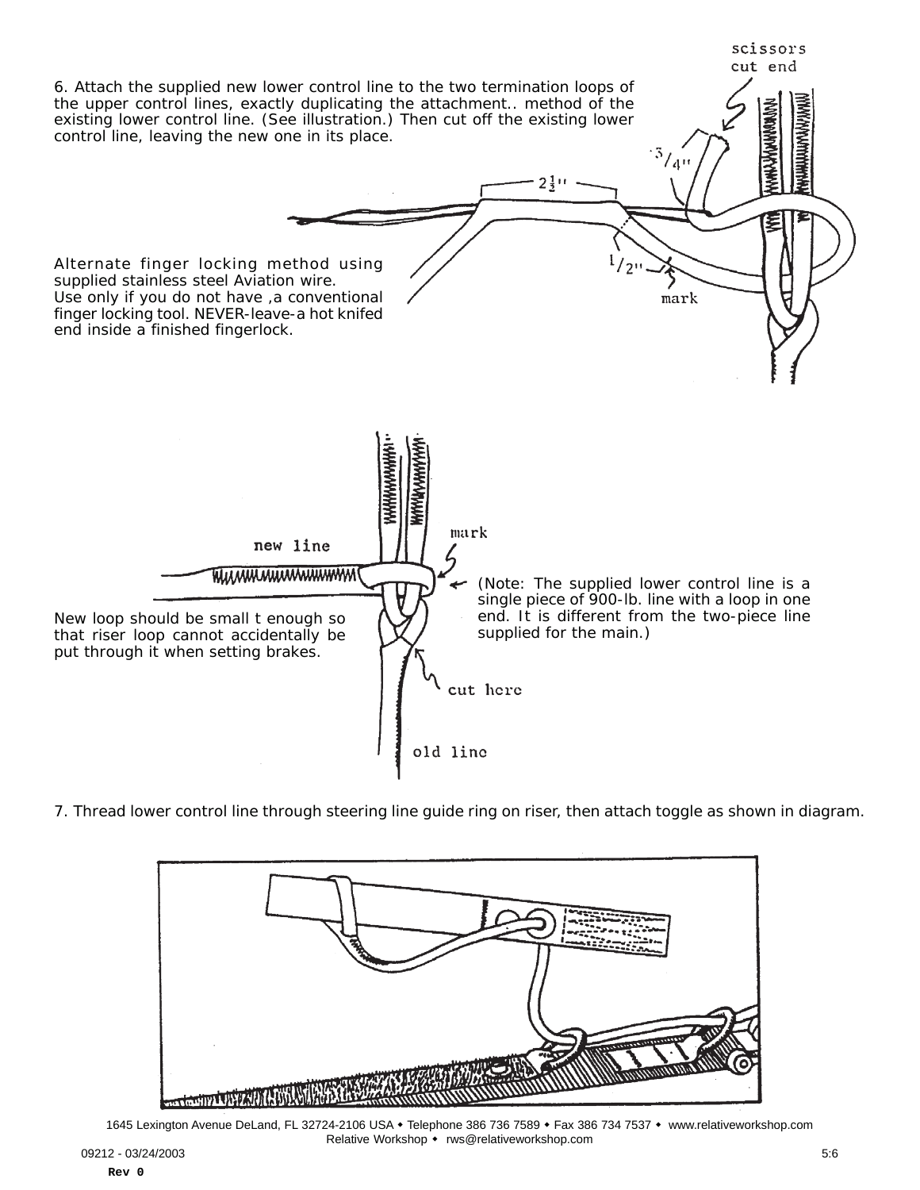6. Attach the supplied new lower control line to the two termination loops of the upper control lines, exactly duplicating the attachment.. method of the existing lower control line. (See illustration.) Then cut off the existing lower control line, leaving the new one in its place.

scissors cut end

3/4"

2½"

1/2"

mark

Alternate finger locking method using supplied stainless steel Aviation wire. Use only if you do not have ,a conventional finger locking tool. NEVER-leave-a hot knifed end inside a finished fingerlock.

new line

mark

(Note: The supplied lower control line is a single piece of 900-lb. line with a loop in one end. It is different from the two-piece line supplied for the main.)

New loop should be small t enough so that riser loop cannot accidentally be put through it when setting brakes.

cut here

old line

7. Thread lower control line through steering line guide ring on riser, then attach toggle as shown in diagram.

1645 Lexington Avenue DeLand, FL 32724-2106 USA ◆ Telephone 386 736 7589 ◆ Fax 386 734 7537 ◆ www.relativeworkshop.com
Relative Workshop ◆ rws@relativeworkshop.com

09212 - 03/24/2003

Rev 0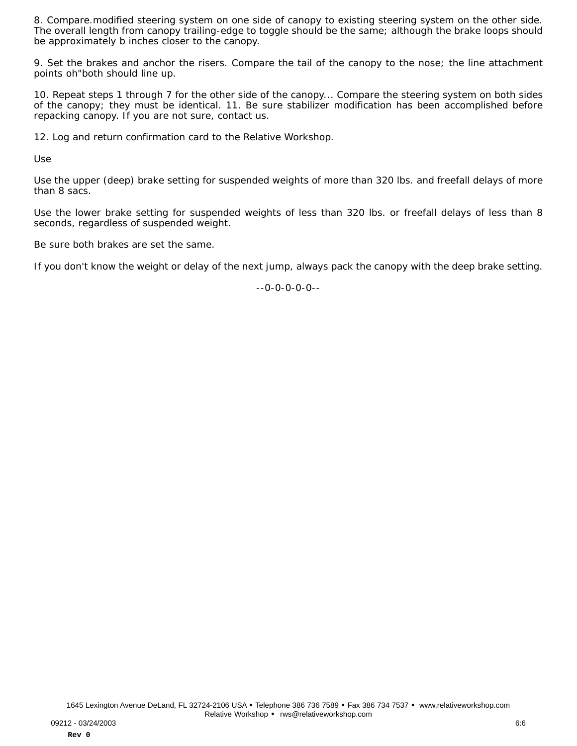8. Compare.modified steering system on one side of canopy to existing steering system on the other side. The overall length from canopy trailing-edge to toggle should be the same; although the brake loops should be approximately b inches closer to the canopy.

9. Set the brakes and anchor the risers. Compare the tail of the canopy to the nose; the line attachment points oh"both should line up.

10. Repeat steps 1 through 7 for the other side of the canopy... Compare the steering system on both sides of the canopy; they must be identical. 11. Be sure stabilizer modification has been accomplished before repacking canopy. If you are not sure, contact us.

12. Log and return confirmation card to the Relative Workshop.

Use

Use the upper (deep) brake setting for suspended weights of more than 320 lbs. and freefall delays of more than 8 sacs.

Use the lower brake setting for suspended weights of less than 320 lbs. or freefall delays of less than 8 seconds, regardless of suspended weight.

Be sure both brakes are set the same.

If you don't know the weight or delay of the next jump, always pack the canopy with the deep brake setting.

--0-0-0-0-0--